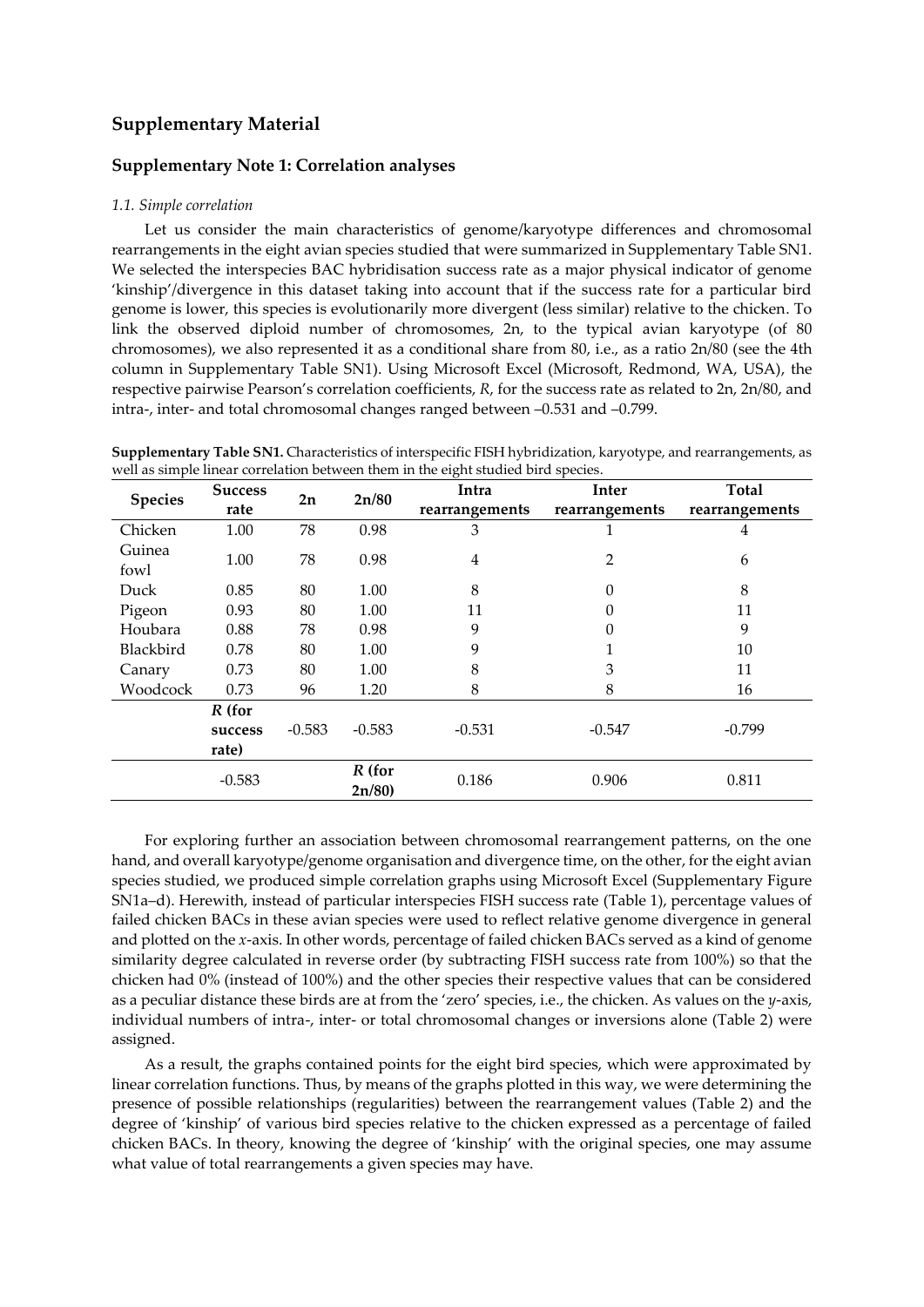## Supplementary Material

### Supplementary Note 1: Correlation analyses

*1.1. Simple correlation*

Let us consider the main characteristics of genome/karyotype differences and chromosomal rearrangements in the eight avian species studied that were summarized in Supplementary Table SN1. We selected the interspecies BAC hybridisation success rate as a major physical indicator of genome 'kinship'/divergence in this dataset taking into account that if the success rate for a particular bird genome is lower, this species is evolutionarily more divergent (less similar) relative to the chicken. To link the observed diploid number of chromosomes, 2n, to the typical avian karyotype (of 80 chromosomes), we also represented it as a conditional share from 80, i.e., as a ratio 2n/80 (see the 4th column in Supplementary Table SN1). Using Microsoft Excel (Microsoft, Redmond, WA, USA), the respective pairwise Pearson's correlation coefficients, *R*, for the success rate as related to 2n, 2n/80, and intra-, inter- and total chromosomal changes ranged between –0.531 and –0.799.

**Supplementary Table SN1.** Characteristics of interspecific FISH hybridization, karyotype, and rearrangements, as well as simple linear correlation between them in the eight studied bird species.

| Species | Success rate | 2n | 2n/80 | Intra rearrangements | Inter rearrangements | Total rearrangements |
|---|---|---|---|---|---|---|
| Chicken | 1.00 | 78 | 0.98 | 3 | 1 | 4 |
| Guinea fowl | 1.00 | 78 | 0.98 | 4 | 2 | 6 |
| Duck | 0.85 | 80 | 1.00 | 8 | 0 | 8 |
| Pigeon | 0.93 | 80 | 1.00 | 11 | 0 | 11 |
| Houbara | 0.88 | 78 | 0.98 | 9 | 0 | 9 |
| Blackbird | 0.78 | 80 | 1.00 | 9 | 1 | 10 |
| Canary | 0.73 | 80 | 1.00 | 8 | 3 | 11 |
| Woodcock | 0.73 | 96 | 1.20 | 8 | 8 | 16 |
| | *R* (for success rate) | -0.583 | -0.583 | -0.531 | -0.547 | -0.799 |
| | -0.583 | | *R* (for 2n/80) | 0.186 | 0.906 | 0.811 |

For exploring further an association between chromosomal rearrangement patterns, on the one hand, and overall karyotype/genome organisation and divergence time, on the other, for the eight avian species studied, we produced simple correlation graphs using Microsoft Excel (Supplementary Figure SN1a–d). Herewith, instead of particular interspecies FISH success rate (Table 1), percentage values of failed chicken BACs in these avian species were used to reflect relative genome divergence in general and plotted on the *x*-axis. In other words, percentage of failed chicken BACs served as a kind of genome similarity degree calculated in reverse order (by subtracting FISH success rate from 100%) so that the chicken had 0% (instead of 100%) and the other species their respective values that can be considered as a peculiar distance these birds are at from the 'zero' species, i.e., the chicken. As values on the *y*-axis, individual numbers of intra-, inter- or total chromosomal changes or inversions alone (Table 2) were assigned.

As a result, the graphs contained points for the eight bird species, which were approximated by linear correlation functions. Thus, by means of the graphs plotted in this way, we were determining the presence of possible relationships (regularities) between the rearrangement values (Table 2) and the degree of 'kinship' of various bird species relative to the chicken expressed as a percentage of failed chicken BACs. In theory, knowing the degree of 'kinship' with the original species, one may assume what value of total rearrangements a given species may have.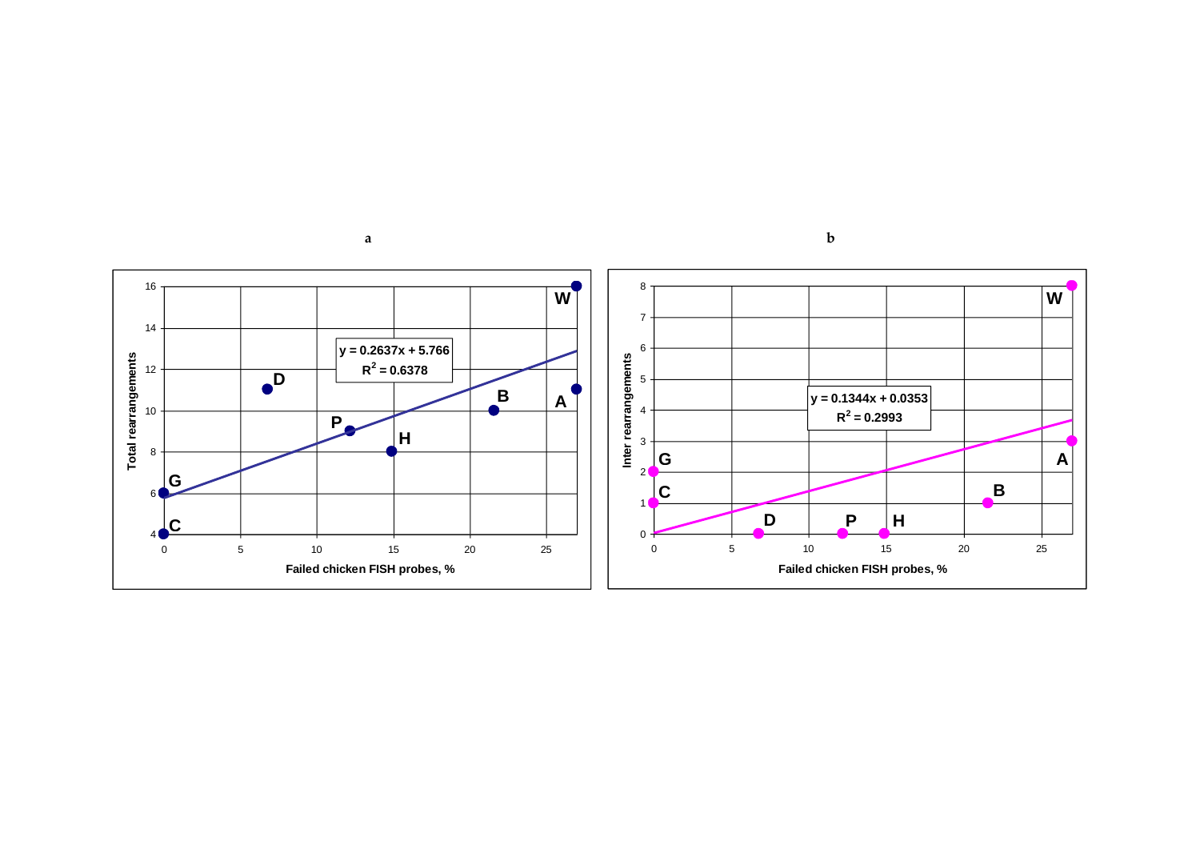**a**

Total rearrangements

$y = 0.2637x + 5.766$
$R^2 = 0.6378$

Failed chicken FISH probes, %

**b**

Inter rearrangements

$y = 0.1344x + 0.0353$
$R^2 = 0.2993$

Failed chicken FISH probes, %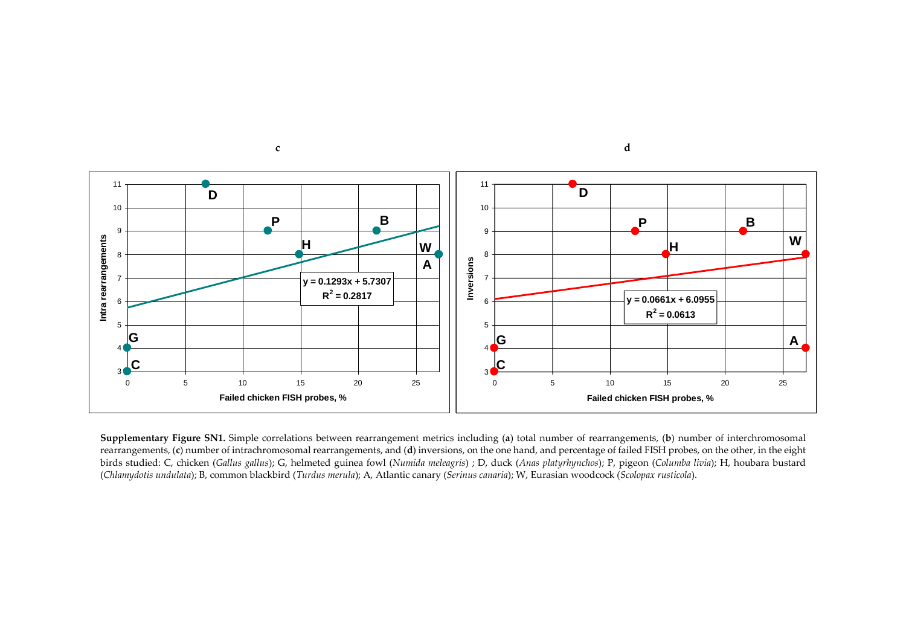**Supplementary Figure SN1.** Simple correlations between rearrangement metrics including (**a**) total number of rearrangements, (**b**) number of interchromosomal rearrangements, (**c**) number of intrachromosomal rearrangements, and (**d**) inversions, on the one hand, and percentage of failed FISH probes, on the other, in the eight birds studied: C, chicken (*Gallus gallus*); G, helmeted guinea fowl (*Numida meleagris*) ; D, duck (*Anas platyrhynchos*); P, pigeon (*Columba livia*); H, houbara bustard (*Chlamydotis undulata*); B, common blackbird (*Turdus merula*); A, Atlantic canary (*Serinus canaria*); W, Eurasian woodcock (*Scolopax rusticola*).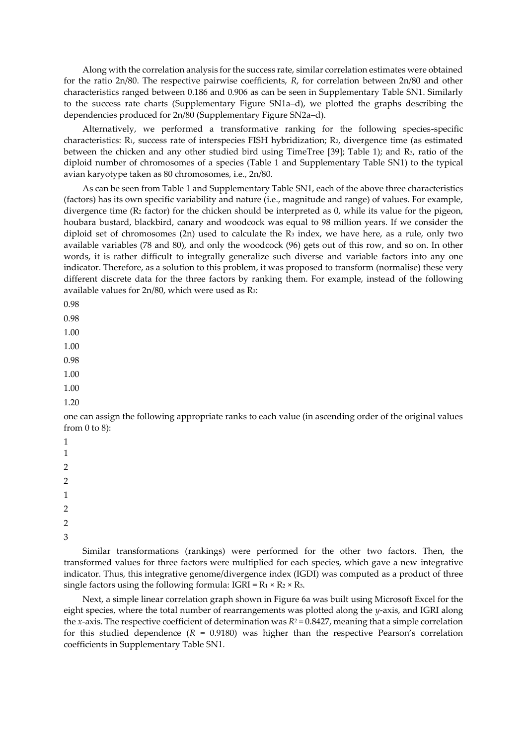Along with the correlation analysis for the success rate, similar correlation estimates were obtained for the ratio 2n/80. The respective pairwise coefficients, *R*, for correlation between 2n/80 and other characteristics ranged between 0.186 and 0.906 as can be seen in Supplementary Table SN1. Similarly to the success rate charts (Supplementary Figure SN1a–d), we plotted the graphs describing the dependencies produced for 2n/80 (Supplementary Figure SN2a–d).

Alternatively, we performed a transformative ranking for the following species-specific characteristics: $R_1$, success rate of interspecies FISH hybridization; $R_2$, divergence time (as estimated between the chicken and any other studied bird using TimeTree [39]; Table 1); and $R_3$, ratio of the diploid number of chromosomes of a species (Table 1 and Supplementary Table SN1) to the typical avian karyotype taken as 80 chromosomes, i.e., 2n/80.

As can be seen from Table 1 and Supplementary Table SN1, each of the above three characteristics (factors) has its own specific variability and nature (i.e., magnitude and range) of values. For example, divergence time ($R_2$ factor) for the chicken should be interpreted as 0, while its value for the pigeon, houbara bustard, blackbird, canary and woodcock was equal to 98 million years. If we consider the diploid set of chromosomes (2n) used to calculate the $R_3$ index, we have here, as a rule, only two available variables (78 and 80), and only the woodcock (96) gets out of this row, and so on. In other words, it is rather difficult to integrally generalize such diverse and variable factors into any one indicator. Therefore, as a solution to this problem, it was proposed to transform (normalise) these very different discrete data for the three factors by ranking them. For example, instead of the following available values for 2n/80, which were used as $R_3$:

0.98
0.98
1.00
1.00
0.98
1.00
1.00
1.20

one can assign the following appropriate ranks to each value (in ascending order of the original values from 0 to 8):

1
1
2
2
1
2
2
3

Similar transformations (rankings) were performed for the other two factors. Then, the transformed values for three factors were multiplied for each species, which gave a new integrative indicator. Thus, this integrative genome/divergence index (IGDI) was computed as a product of three single factors using the following formula: $IGRI = R_1 \times R_2 \times R_3$.

Next, a simple linear correlation graph shown in Figure 6a was built using Microsoft Excel for the eight species, where the total number of rearrangements was plotted along the *y*-axis, and IGRI along the *x*-axis. The respective coefficient of determination was $R^2 = 0.8427$, meaning that a simple correlation for this studied dependence ($R = 0.9180$) was higher than the respective Pearson's correlation coefficients in Supplementary Table SN1.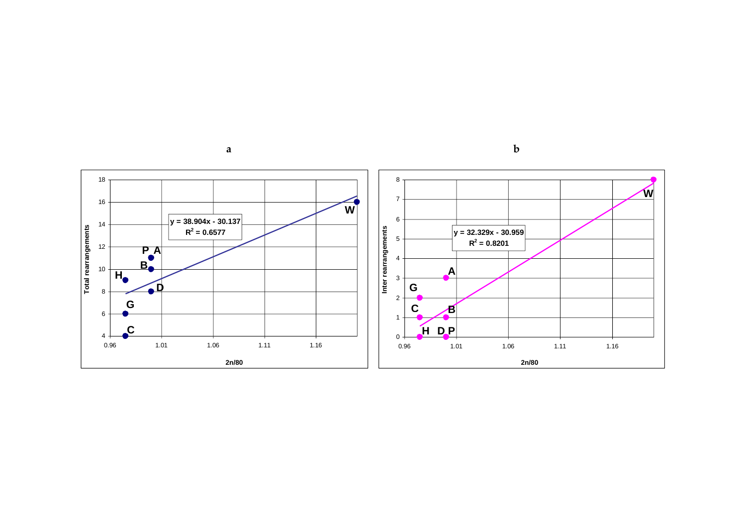**a**

**b**

y = 38.904x - 30.137
$R^2$ = 0.6577

Total rearrangements

2n/80

y = 32.329x - 30.959
$R^2$ = 0.8201

Inter rearrangements

2n/80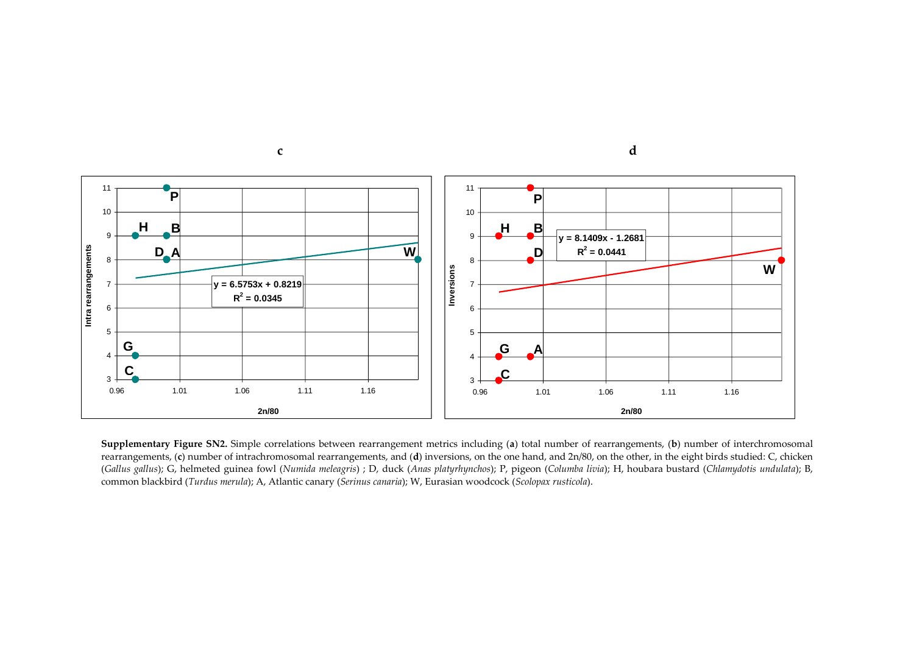**Supplementary Figure SN2.** Simple correlations between rearrangement metrics including (**a**) total number of rearrangements, (**b**) number of interchromosomal rearrangements, (**c**) number of intrachromosomal rearrangements, and (**d**) inversions, on the one hand, and 2n/80, on the other, in the eight birds studied: C, chicken (*Gallus gallus*); G, helmeted guinea fowl (*Numida meleagris*) ; D, duck (*Anas platyrhynchos*); P, pigeon (*Columba livia*); H, houbara bustard (*Chlamydotis undulata*); B, common blackbird (*Turdus merula*); A, Atlantic canary (*Serinus canaria*); W, Eurasian woodcock (*Scolopax rusticola*).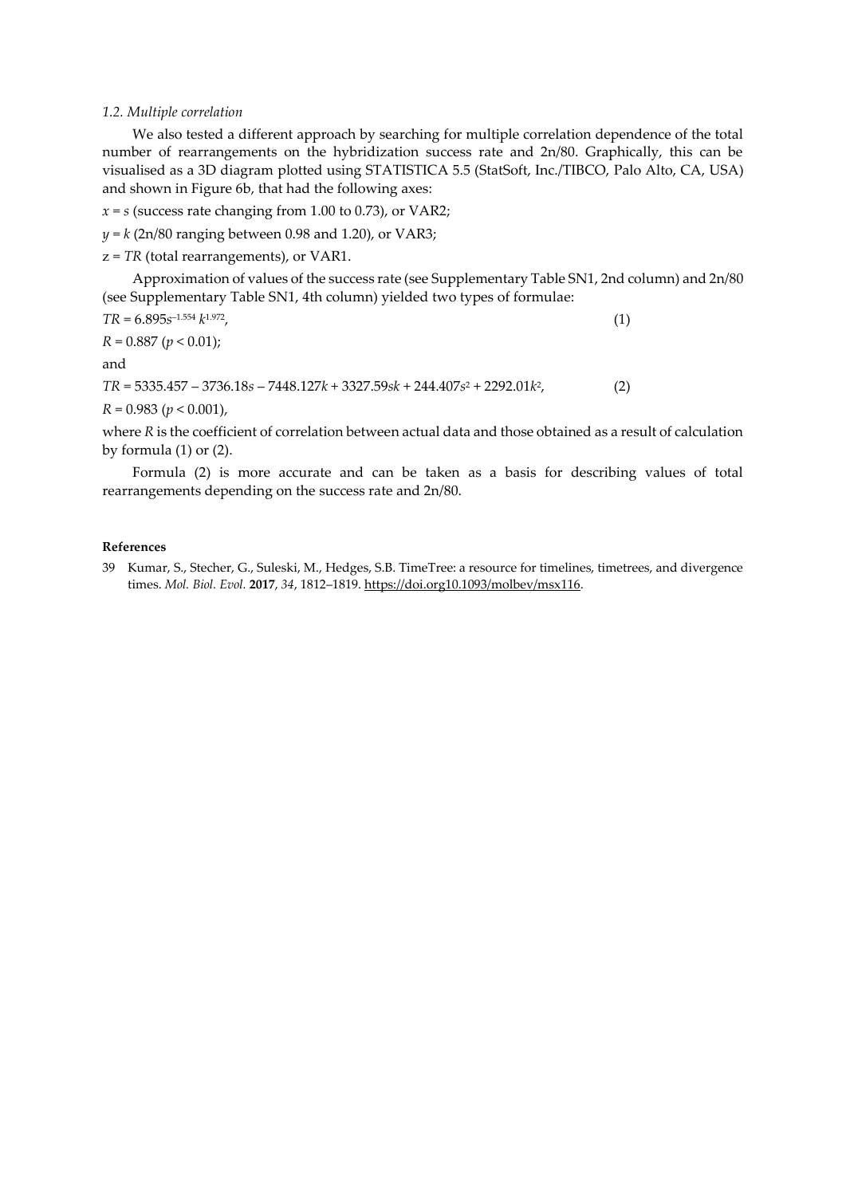### *1.2. Multiple correlation*

We also tested a different approach by searching for multiple correlation dependence of the total number of rearrangements on the hybridization success rate and 2n/80. Graphically, this can be visualised as a 3D diagram plotted using STATISTICA 5.5 (StatSoft, Inc./TIBCO, Palo Alto, CA, USA) and shown in Figure 6b, that had the following axes:

$x = s$ (success rate changing from 1.00 to 0.73), or VAR2;

$y = k$ (2n/80 ranging between 0.98 and 1.20), or VAR3;

$z = TR$ (total rearrangements), or VAR1.

Approximation of values of the success rate (see Supplementary Table SN1, 2nd column) and 2n/80 (see Supplementary Table SN1, 4th column) yielded two types of formulae:

$$TR = 6.895s^{-1.554}\,k^{1.972}, \tag{1}$$

$R = 0.887$ ($p < 0.01$);

and

$$TR = 5335.457 - 3736.18s - 7448.127k + 3327.59sk + 244.407s^2 + 2292.01k^2, \tag{2}$$

$R = 0.983$ ($p < 0.001$),

where $R$ is the coefficient of correlation between actual data and those obtained as a result of calculation by formula (1) or (2).

Formula (2) is more accurate and can be taken as a basis for describing values of total rearrangements depending on the success rate and 2n/80.

**References**

39 Kumar, S., Stecher, G., Suleski, M., Hedges, S.B. TimeTree: a resource for timelines, timetrees, and divergence times. *Mol. Biol. Evol.* **2017**, *34*, 1812–1819. https://doi.org10.1093/molbev/msx116.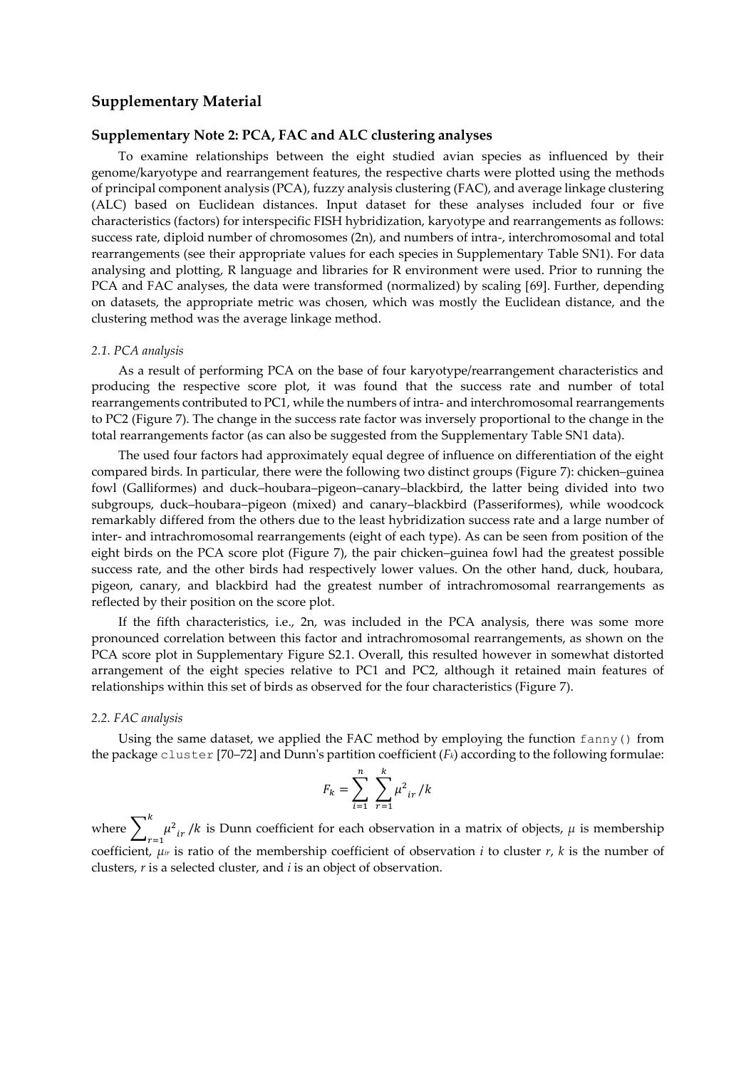## Supplementary Material

### Supplementary Note 2: PCA, FAC and ALC clustering analyses

To examine relationships between the eight studied avian species as influenced by their genome/karyotype and rearrangement features, the respective charts were plotted using the methods of principal component analysis (PCA), fuzzy analysis clustering (FAC), and average linkage clustering (ALC) based on Euclidean distances. Input dataset for these analyses included four or five characteristics (factors) for interspecific FISH hybridization, karyotype and rearrangements as follows: success rate, diploid number of chromosomes (2n), and numbers of intra-, interchromosomal and total rearrangements (see their appropriate values for each species in Supplementary Table SN1). For data analysing and plotting, R language and libraries for R environment were used. Prior to running the PCA and FAC analyses, the data were transformed (normalized) by scaling [69]. Further, depending on datasets, the appropriate metric was chosen, which was mostly the Euclidean distance, and the clustering method was the average linkage method.

#### *2.1. PCA analysis*

As a result of performing PCA on the base of four karyotype/rearrangement characteristics and producing the respective score plot, it was found that the success rate and number of total rearrangements contributed to PC1, while the numbers of intra- and interchromosomal rearrangements to PC2 (Figure 7). The change in the success rate factor was inversely proportional to the change in the total rearrangements factor (as can also be suggested from the Supplementary Table SN1 data).

The used four factors had approximately equal degree of influence on differentiation of the eight compared birds. In particular, there were the following two distinct groups (Figure 7): chicken–guinea fowl (Galliformes) and duck–houbara–pigeon–canary–blackbird, the latter being divided into two subgroups, duck–houbara–pigeon (mixed) and canary–blackbird (Passeriformes), while woodcock remarkably differed from the others due to the least hybridization success rate and a large number of inter- and intrachromosomal rearrangements (eight of each type). As can be seen from position of the eight birds on the PCA score plot (Figure 7), the pair chicken–guinea fowl had the greatest possible success rate, and the other birds had respectively lower values. On the other hand, duck, houbara, pigeon, canary, and blackbird had the greatest number of intrachromosomal rearrangements as reflected by their position on the score plot.

If the fifth characteristics, i.e., 2n, was included in the PCA analysis, there was some more pronounced correlation between this factor and intrachromosomal rearrangements, as shown on the PCA score plot in Supplementary Figure S2.1. Overall, this resulted however in somewhat distorted arrangement of the eight species relative to PC1 and PC2, although it retained main features of relationships within this set of birds as observed for the four characteristics (Figure 7).

#### *2.2. FAC analysis*

Using the same dataset, we applied the FAC method by employing the function `fanny()` from the package `cluster` [70–72] and Dunn's partition coefficient ($F_k$) according to the following formulae:

$$F_k = \sum_{i=1}^{n} \sum_{r=1}^{k} \mu^2{}_{ir} / k$$

where $\sum_{r=1}^{k} \mu^2{}_{ir} / k$ is Dunn coefficient for each observation in a matrix of objects, $\mu$ is membership coefficient, $\mu_{ir}$ is ratio of the membership coefficient of observation $i$ to cluster $r$, $k$ is the number of clusters, $r$ is a selected cluster, and $i$ is an object of observation.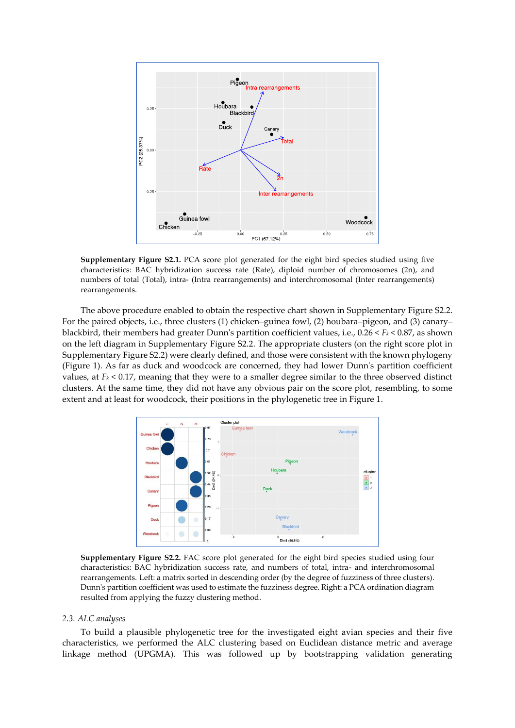**Supplementary Figure S2.1.** PCA score plot generated for the eight bird species studied using five characteristics: BAC hybridization success rate (Rate), diploid number of chromosomes (2n), and numbers of total (Total), intra- (Intra rearrangements) and interchromosomal (Inter rearrangements) rearrangements.

The above procedure enabled to obtain the respective chart shown in Supplementary Figure S2.2. For the paired objects, i.e., three clusters (1) chicken–guinea fowl, (2) houbara–pigeon, and (3) canary–blackbird, their members had greater Dunn's partition coefficient values, i.e., $0.26 < F_k < 0.87$, as shown on the left diagram in Supplementary Figure S2.2. The appropriate clusters (on the right score plot in Supplementary Figure S2.2) were clearly defined, and those were consistent with the known phylogeny (Figure 1). As far as duck and woodcock are concerned, they had lower Dunn's partition coefficient values, at $F_k < 0.17$, meaning that they were to a smaller degree similar to the three observed distinct clusters. At the same time, they did not have any obvious pair on the score plot, resembling, to some extent and at least for woodcock, their positions in the phylogenetic tree in Figure 1.

**Supplementary Figure S2.2.** FAC score plot generated for the eight bird species studied using four characteristics: BAC hybridization success rate, and numbers of total, intra- and interchromosomal rearrangements. Left: a matrix sorted in descending order (by the degree of fuzziness of three clusters). Dunn's partition coefficient was used to estimate the fuzziness degree. Right: a PCA ordination diagram resulted from applying the fuzzy clustering method.

### *2.3. ALC analyses*

To build a plausible phylogenetic tree for the investigated eight avian species and their five characteristics, we performed the ALC clustering based on Euclidean distance metric and average linkage method (UPGMA). This was followed up by bootstrapping validation generating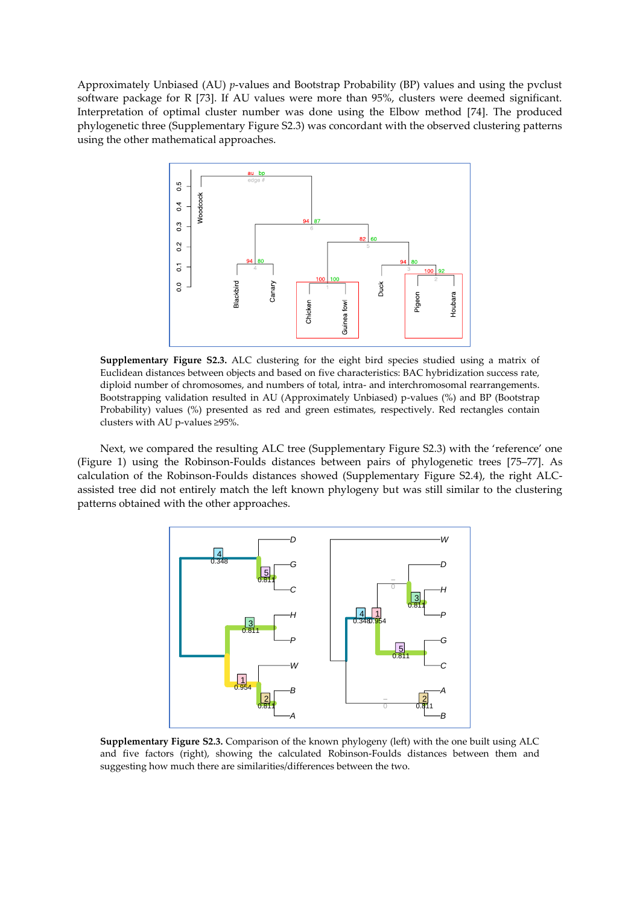Approximately Unbiased (AU) *p*-values and Bootstrap Probability (BP) values and using the pvclust software package for R [73]. If AU values were more than 95%, clusters were deemed significant. Interpretation of optimal cluster number was done using the Elbow method [74]. The produced phylogenetic three (Supplementary Figure S2.3) was concordant with the observed clustering patterns using the other mathematical approaches.

**Supplementary Figure S2.3.** ALC clustering for the eight bird species studied using a matrix of Euclidean distances between objects and based on five characteristics: BAC hybridization success rate, diploid number of chromosomes, and numbers of total, intra- and interchromosomal rearrangements. Bootstrapping validation resulted in AU (Approximately Unbiased) p-values (%) and BP (Bootstrap Probability) values (%) presented as red and green estimates, respectively. Red rectangles contain clusters with AU p-values ≥95%.

Next, we compared the resulting ALC tree (Supplementary Figure S2.3) with the 'reference' one (Figure 1) using the Robinson-Foulds distances between pairs of phylogenetic trees [75–77]. As calculation of the Robinson-Foulds distances showed (Supplementary Figure S2.4), the right ALC-assisted tree did not entirely match the left known phylogeny but was still similar to the clustering patterns obtained with the other approaches.

**Supplementary Figure S2.3.** Comparison of the known phylogeny (left) with the one built using ALC and five factors (right), showing the calculated Robinson-Foulds distances between them and suggesting how much there are similarities/differences between the two.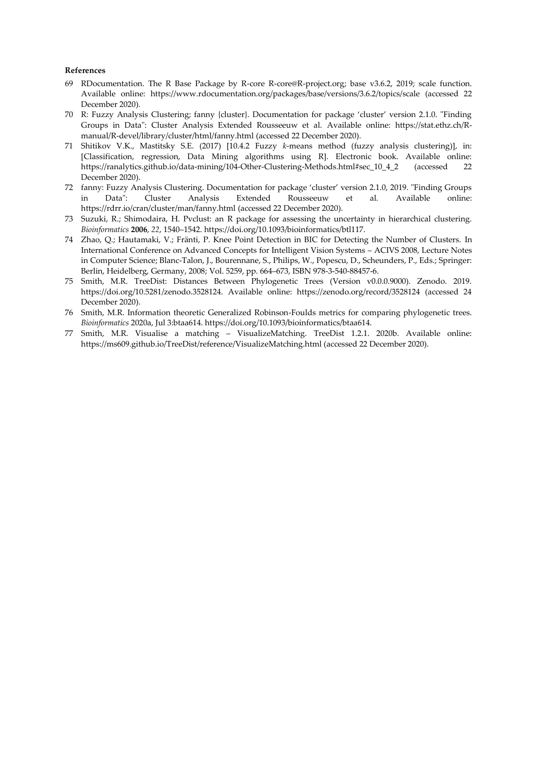**References**

69 RDocumentation. The R Base Package by R-core R-core@R-project.org; base v3.6.2, 2019; scale function. Available online: https://www.rdocumentation.org/packages/base/versions/3.6.2/topics/scale (accessed 22 December 2020).

70 R: Fuzzy Analysis Clustering; fanny {cluster}. Documentation for package 'cluster' version 2.1.0. "Finding Groups in Data": Cluster Analysis Extended Rousseeuw et al. Available online: https://stat.ethz.ch/R-manual/R-devel/library/cluster/html/fanny.html (accessed 22 December 2020).

71 Shitikov V.K., Mastitsky S.E. (2017) [10.4.2 Fuzzy *k*-means method (fuzzy analysis clustering)], in: [Classification, regression, Data Mining algorithms using R]. Electronic book. Available online: https://ranalytics.github.io/data-mining/104-Other-Clustering-Methods.html#sec_10_4_2 (accessed 22 December 2020).

72 fanny: Fuzzy Analysis Clustering. Documentation for package 'cluster' version 2.1.0, 2019. "Finding Groups in Data": Cluster Analysis Extended Rousseeuw et al. Available online: https://rdrr.io/cran/cluster/man/fanny.html (accessed 22 December 2020).

73 Suzuki, R.; Shimodaira, H. Pvclust: an R package for assessing the uncertainty in hierarchical clustering. *Bioinformatics* **2006**, *22*, 1540–1542. https://doi.org/10.1093/bioinformatics/btl117.

74 Zhao, Q.; Hautamaki, V.; Fränti, P. Knee Point Detection in BIC for Detecting the Number of Clusters. In International Conference on Advanced Concepts for Intelligent Vision Systems – ACIVS 2008, Lecture Notes in Computer Science; Blanc-Talon, J., Bourennane, S., Philips, W., Popescu, D., Scheunders, P., Eds.; Springer: Berlin, Heidelberg, Germany, 2008; Vol. 5259, pp. 664–673, ISBN 978-3-540-88457-6.

75 Smith, M.R. TreeDist: Distances Between Phylogenetic Trees (Version v0.0.0.9000). Zenodo. 2019. https://doi.org/10.5281/zenodo.3528124. Available online: https://zenodo.org/record/3528124 (accessed 24 December 2020).

76 Smith, M.R. Information theoretic Generalized Robinson-Foulds metrics for comparing phylogenetic trees. *Bioinformatics* 2020a, Jul 3:btaa614. https://doi.org/10.1093/bioinformatics/btaa614.

77 Smith, M.R. Visualise a matching – VisualizeMatching. TreeDist 1.2.1. 2020b. Available online: https://ms609.github.io/TreeDist/reference/VisualizeMatching.html (accessed 22 December 2020).